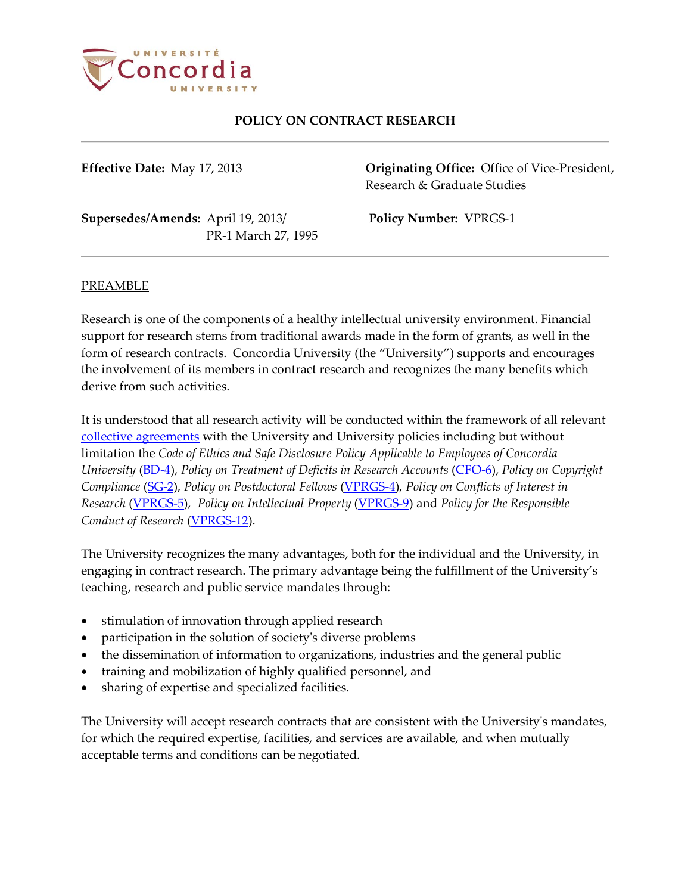# POLICY ON CONTRACT RESEARCH

**Effective Date:** May 17, 2013

**Originating Office:** Office of Vice-President, Research & Graduate Studies

**Supersedes/Amends:** April 19, 2013/ PR-1 March 27, 1995

**Policy Number:** VPRGS-1

## PREAMBLE

Research is one of the components of a healthy intellectual university environment. Financial support for research stems from traditional awards made in the form of grants, as well in the form of research contracts. Concordia University (the "University") supports and encourages the involvement of its members in contract research and recognizes the many benefits which derive from such activities.

It is understood that all research activity will be conducted within the framework of all relevant collective agreements with the University and University policies including but without limitation the *Code of Ethics and Safe Disclosure Policy Applicable to Employees of Concordia University* (BD-4), *Policy on Treatment of Deficits in Research Accounts* (CFO-6), *Policy on Copyright Compliance* (SG-2), *Policy on Postdoctoral Fellows* (VPRGS-4), *Policy on Conflicts of Interest in Research* (VPRGS-5), *Policy on Intellectual Property* (VPRGS-9) and *Policy for the Responsible Conduct of Research* (VPRGS-12).

The University recognizes the many advantages, both for the individual and the University, in engaging in contract research. The primary advantage being the fulfillment of the University's teaching, research and public service mandates through:

- stimulation of innovation through applied research
- participation in the solution of society's diverse problems
- the dissemination of information to organizations, industries and the general public
- training and mobilization of highly qualified personnel, and
- sharing of expertise and specialized facilities.

The University will accept research contracts that are consistent with the University's mandates, for which the required expertise, facilities, and services are available, and when mutually acceptable terms and conditions can be negotiated.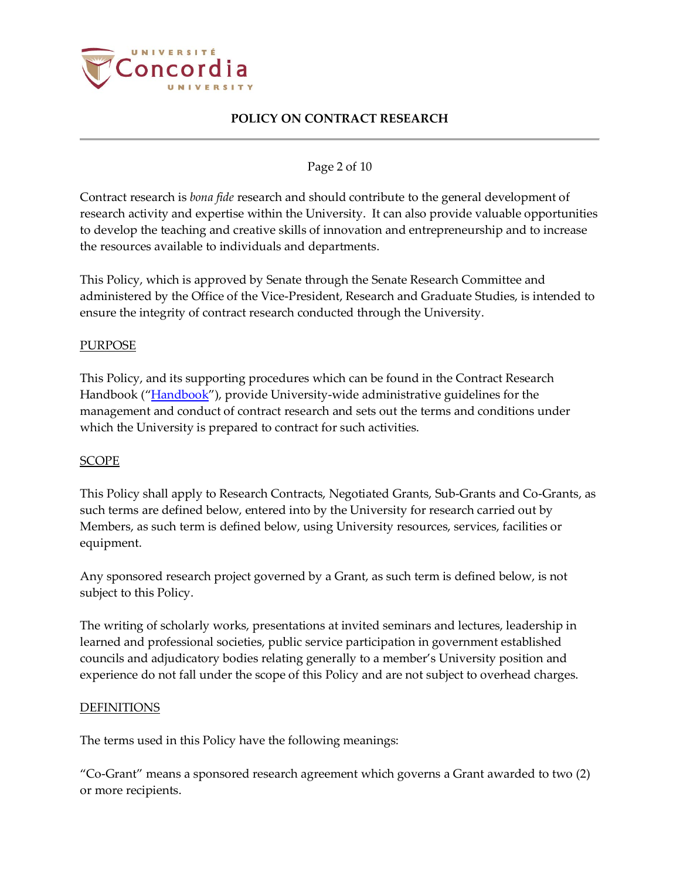Contract research is *bona fide* research and should contribute to the general development of research activity and expertise within the University. It can also provide valuable opportunities to develop the teaching and creative skills of innovation and entrepreneurship and to increase the resources available to individuals and departments.

This Policy, which is approved by Senate through the Senate Research Committee and administered by the Office of the Vice-President, Research and Graduate Studies, is intended to ensure the integrity of contract research conducted through the University.

## PURPOSE

This Policy, and its supporting procedures which can be found in the Contract Research Handbook ("Handbook"), provide University-wide administrative guidelines for the management and conduct of contract research and sets out the terms and conditions under which the University is prepared to contract for such activities.

## SCOPE

This Policy shall apply to Research Contracts, Negotiated Grants, Sub-Grants and Co-Grants, as such terms are defined below, entered into by the University for research carried out by Members, as such term is defined below, using University resources, services, facilities or equipment.

Any sponsored research project governed by a Grant, as such term is defined below, is not subject to this Policy.

The writing of scholarly works, presentations at invited seminars and lectures, leadership in learned and professional societies, public service participation in government established councils and adjudicatory bodies relating generally to a member's University position and experience do not fall under the scope of this Policy and are not subject to overhead charges.

## DEFINITIONS

The terms used in this Policy have the following meanings:

"Co-Grant" means a sponsored research agreement which governs a Grant awarded to two (2) or more recipients.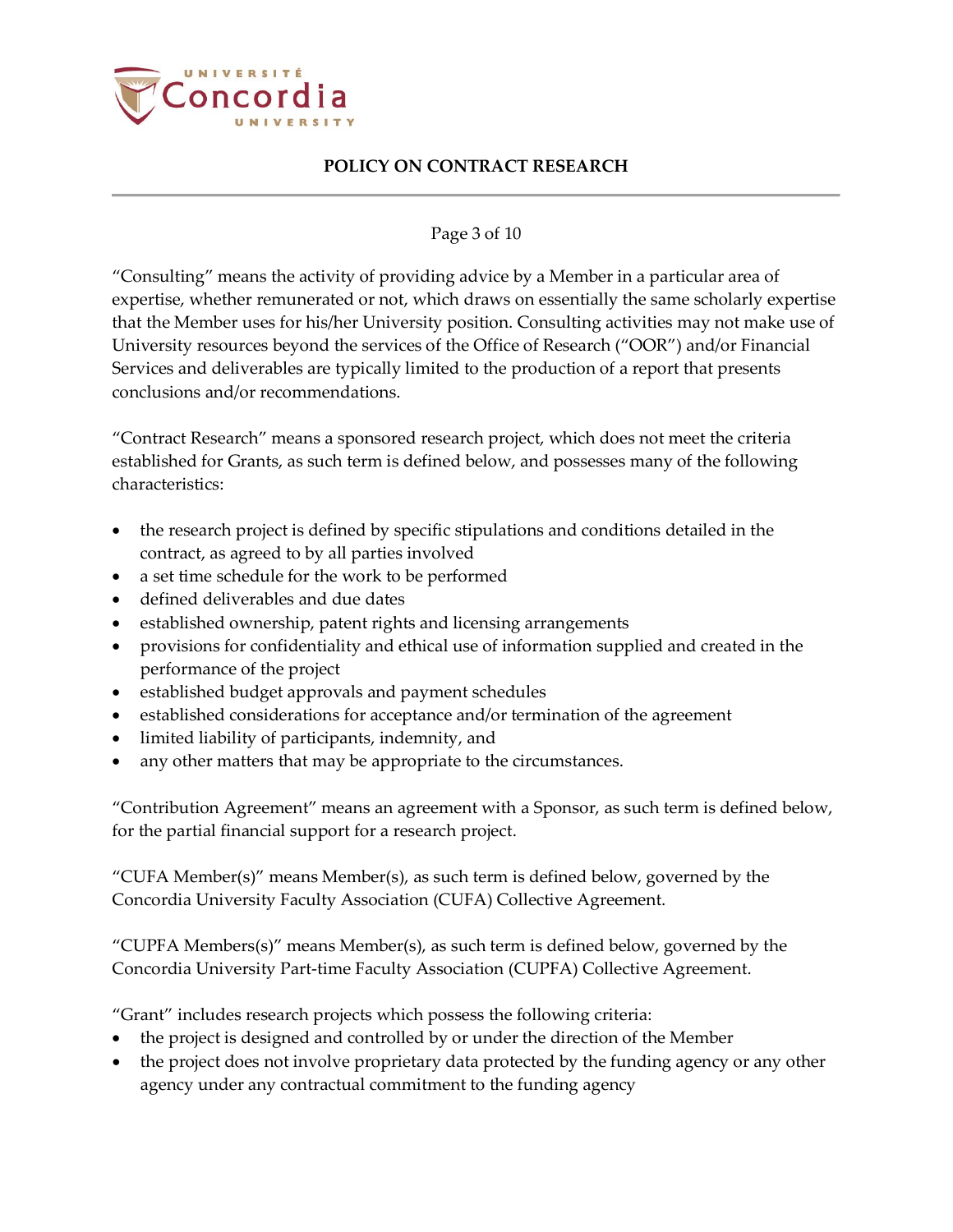“Consulting” means the activity of providing advice by a Member in a particular area of expertise, whether remunerated or not, which draws on essentially the same scholarly expertise that the Member uses for his/her University position. Consulting activities may not make use of University resources beyond the services of the Office of Research (“OOR”) and/or Financial Services and deliverables are typically limited to the production of a report that presents conclusions and/or recommendations.

“Contract Research” means a sponsored research project, which does not meet the criteria established for Grants, as such term is defined below, and possesses many of the following characteristics:

- the research project is defined by specific stipulations and conditions detailed in the contract, as agreed to by all parties involved
- a set time schedule for the work to be performed
- defined deliverables and due dates
- established ownership, patent rights and licensing arrangements
- provisions for confidentiality and ethical use of information supplied and created in the performance of the project
- established budget approvals and payment schedules
- established considerations for acceptance and/or termination of the agreement
- limited liability of participants, indemnity, and
- any other matters that may be appropriate to the circumstances.

“Contribution Agreement” means an agreement with a Sponsor, as such term is defined below, for the partial financial support for a research project.

“CUFA Member(s)” means Member(s), as such term is defined below, governed by the Concordia University Faculty Association (CUFA) Collective Agreement.

“CUPFA Members(s)” means Member(s), as such term is defined below, governed by the Concordia University Part-time Faculty Association (CUPFA) Collective Agreement.

“Grant” includes research projects which possess the following criteria:

- the project is designed and controlled by or under the direction of the Member
- the project does not involve proprietary data protected by the funding agency or any other agency under any contractual commitment to the funding agency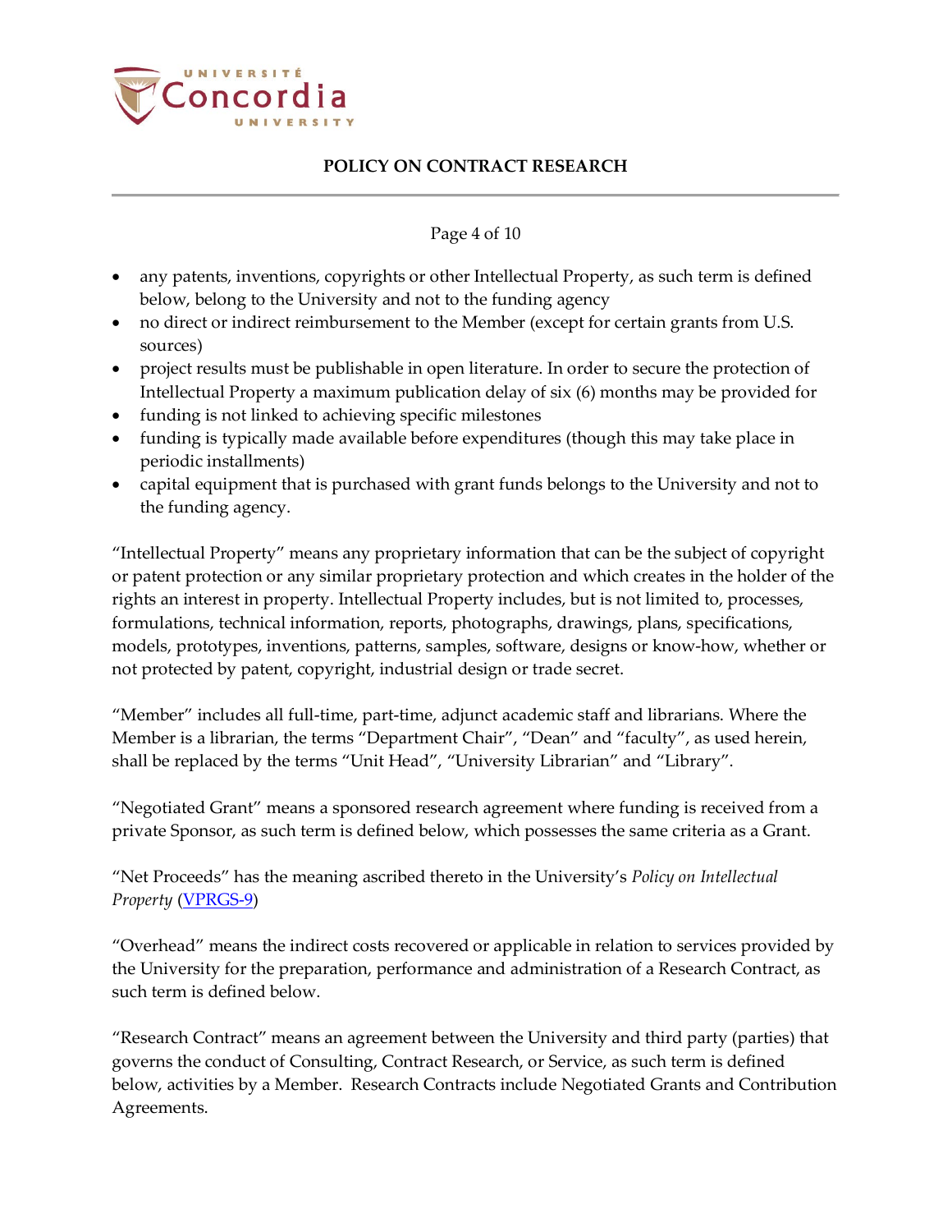- any patents, inventions, copyrights or other Intellectual Property, as such term is defined below, belong to the University and not to the funding agency
- no direct or indirect reimbursement to the Member (except for certain grants from U.S. sources)
- project results must be publishable in open literature. In order to secure the protection of Intellectual Property a maximum publication delay of six (6) months may be provided for
- funding is not linked to achieving specific milestones
- funding is typically made available before expenditures (though this may take place in periodic installments)
- capital equipment that is purchased with grant funds belongs to the University and not to the funding agency.

"Intellectual Property" means any proprietary information that can be the subject of copyright or patent protection or any similar proprietary protection and which creates in the holder of the rights an interest in property. Intellectual Property includes, but is not limited to, processes, formulations, technical information, reports, photographs, drawings, plans, specifications, models, prototypes, inventions, patterns, samples, software, designs or know-how, whether or not protected by patent, copyright, industrial design or trade secret.

"Member" includes all full-time, part-time, adjunct academic staff and librarians. Where the Member is a librarian, the terms "Department Chair", "Dean" and "faculty", as used herein, shall be replaced by the terms "Unit Head", "University Librarian" and "Library".

"Negotiated Grant" means a sponsored research agreement where funding is received from a private Sponsor, as such term is defined below, which possesses the same criteria as a Grant.

"Net Proceeds" has the meaning ascribed thereto in the University's *Policy on Intellectual Property* (VPRGS-9)

"Overhead" means the indirect costs recovered or applicable in relation to services provided by the University for the preparation, performance and administration of a Research Contract, as such term is defined below.

"Research Contract" means an agreement between the University and third party (parties) that governs the conduct of Consulting, Contract Research, or Service, as such term is defined below, activities by a Member. Research Contracts include Negotiated Grants and Contribution Agreements.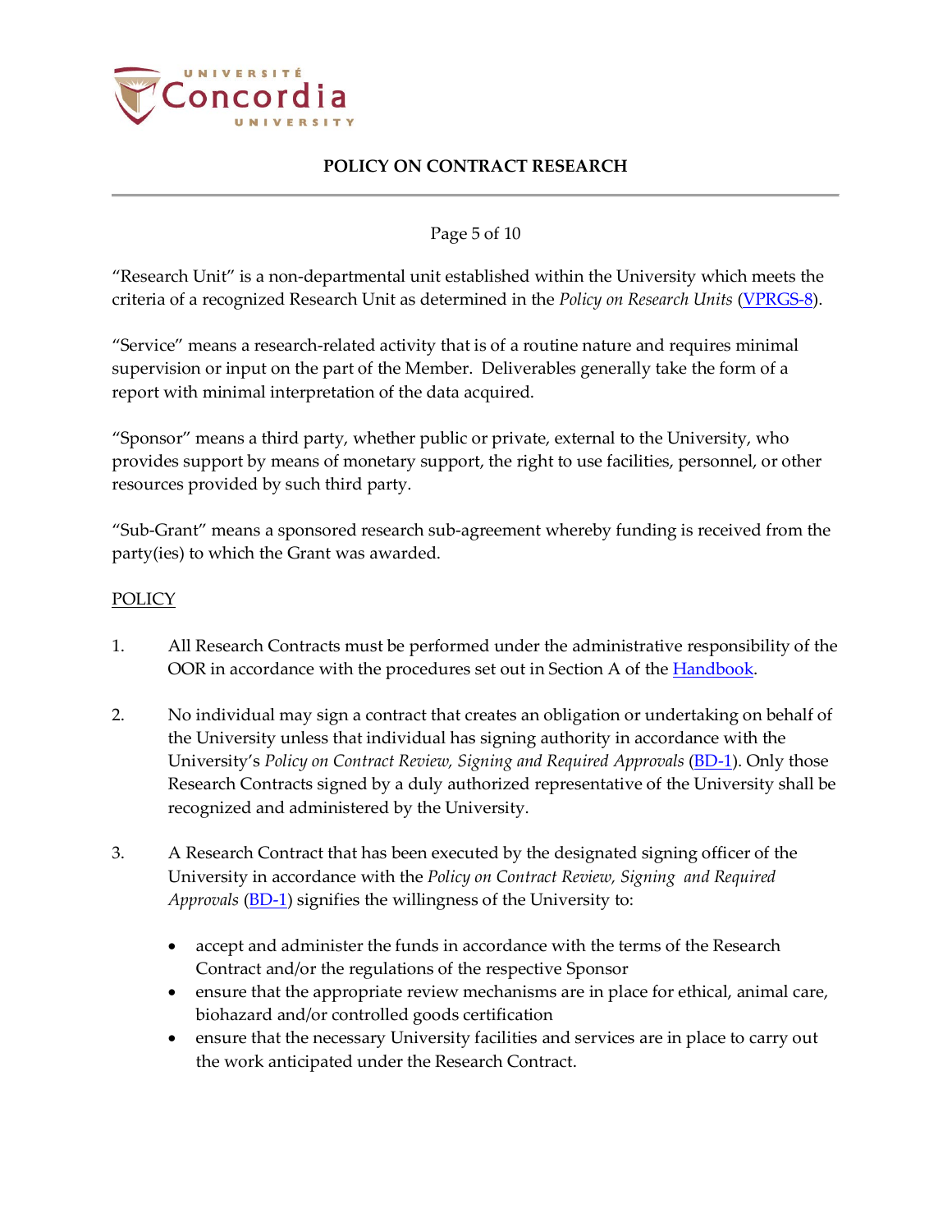"Research Unit" is a non-departmental unit established within the University which meets the criteria of a recognized Research Unit as determined in the *Policy on Research Units* (VPRGS-8).

"Service" means a research-related activity that is of a routine nature and requires minimal supervision or input on the part of the Member. Deliverables generally take the form of a report with minimal interpretation of the data acquired.

"Sponsor" means a third party, whether public or private, external to the University, who provides support by means of monetary support, the right to use facilities, personnel, or other resources provided by such third party.

"Sub-Grant" means a sponsored research sub-agreement whereby funding is received from the party(ies) to which the Grant was awarded.

## POLICY

1. All Research Contracts must be performed under the administrative responsibility of the OOR in accordance with the procedures set out in Section A of the Handbook.

2. No individual may sign a contract that creates an obligation or undertaking on behalf of the University unless that individual has signing authority in accordance with the University's *Policy on Contract Review, Signing and Required Approvals* (BD-1). Only those Research Contracts signed by a duly authorized representative of the University shall be recognized and administered by the University.

3. A Research Contract that has been executed by the designated signing officer of the University in accordance with the *Policy on Contract Review, Signing and Required Approvals* (BD-1) signifies the willingness of the University to:

   - accept and administer the funds in accordance with the terms of the Research Contract and/or the regulations of the respective Sponsor
   - ensure that the appropriate review mechanisms are in place for ethical, animal care, biohazard and/or controlled goods certification
   - ensure that the necessary University facilities and services are in place to carry out the work anticipated under the Research Contract.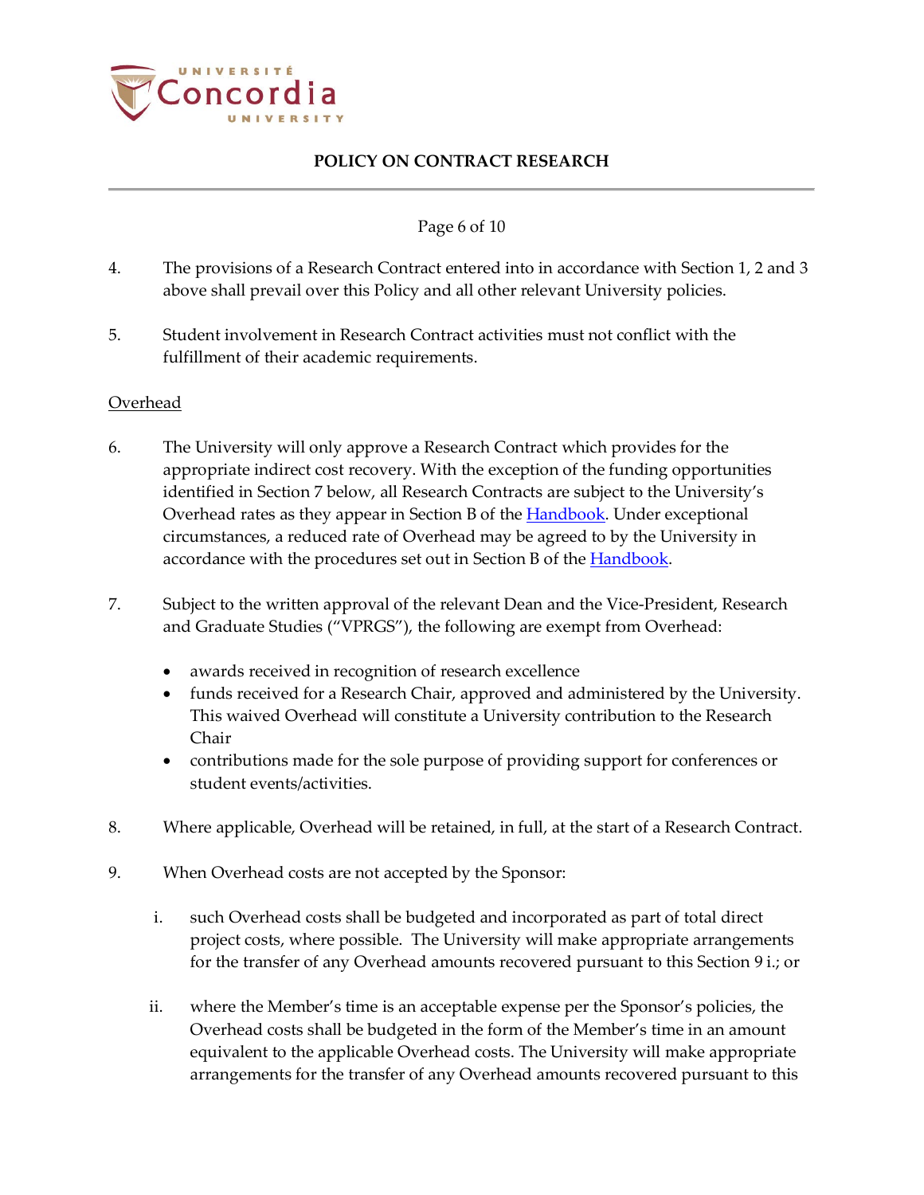4. The provisions of a Research Contract entered into in accordance with Section 1, 2 and 3 above shall prevail over this Policy and all other relevant University policies.

5. Student involvement in Research Contract activities must not conflict with the fulfillment of their academic requirements.

Overhead

6. The University will only approve a Research Contract which provides for the appropriate indirect cost recovery. With the exception of the funding opportunities identified in Section 7 below, all Research Contracts are subject to the University's Overhead rates as they appear in Section B of the Handbook. Under exceptional circumstances, a reduced rate of Overhead may be agreed to by the University in accordance with the procedures set out in Section B of the Handbook.

7. Subject to the written approval of the relevant Dean and the Vice-President, Research and Graduate Studies ("VPRGS"), the following are exempt from Overhead:

   - awards received in recognition of research excellence
   - funds received for a Research Chair, approved and administered by the University. This waived Overhead will constitute a University contribution to the Research Chair
   - contributions made for the sole purpose of providing support for conferences or student events/activities.

8. Where applicable, Overhead will be retained, in full, at the start of a Research Contract.

9. When Overhead costs are not accepted by the Sponsor:

   i. such Overhead costs shall be budgeted and incorporated as part of total direct project costs, where possible. The University will make appropriate arrangements for the transfer of any Overhead amounts recovered pursuant to this Section 9 i.; or

   ii. where the Member's time is an acceptable expense per the Sponsor's policies, the Overhead costs shall be budgeted in the form of the Member's time in an amount equivalent to the applicable Overhead costs. The University will make appropriate arrangements for the transfer of any Overhead amounts recovered pursuant to this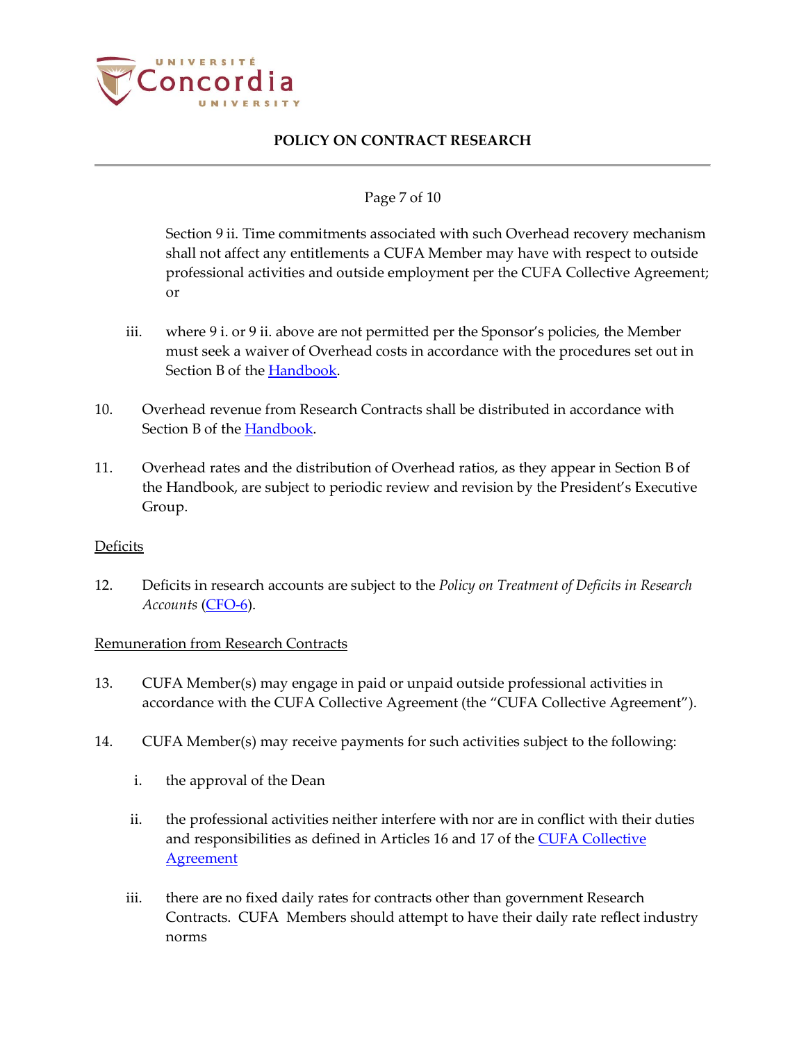Section 9 ii. Time commitments associated with such Overhead recovery mechanism shall not affect any entitlements a CUFA Member may have with respect to outside professional activities and outside employment per the CUFA Collective Agreement; or

iii. where 9 i. or 9 ii. above are not permitted per the Sponsor's policies, the Member must seek a waiver of Overhead costs in accordance with the procedures set out in Section B of the Handbook.

10. Overhead revenue from Research Contracts shall be distributed in accordance with Section B of the Handbook.

11. Overhead rates and the distribution of Overhead ratios, as they appear in Section B of the Handbook, are subject to periodic review and revision by the President's Executive Group.

Deficits

12. Deficits in research accounts are subject to the *Policy on Treatment of Deficits in Research Accounts* (CFO-6).

Remuneration from Research Contracts

13. CUFA Member(s) may engage in paid or unpaid outside professional activities in accordance with the CUFA Collective Agreement (the "CUFA Collective Agreement").

14. CUFA Member(s) may receive payments for such activities subject to the following:

   i. the approval of the Dean

   ii. the professional activities neither interfere with nor are in conflict with their duties and responsibilities as defined in Articles 16 and 17 of the CUFA Collective Agreement

   iii. there are no fixed daily rates for contracts other than government Research Contracts. CUFA Members should attempt to have their daily rate reflect industry norms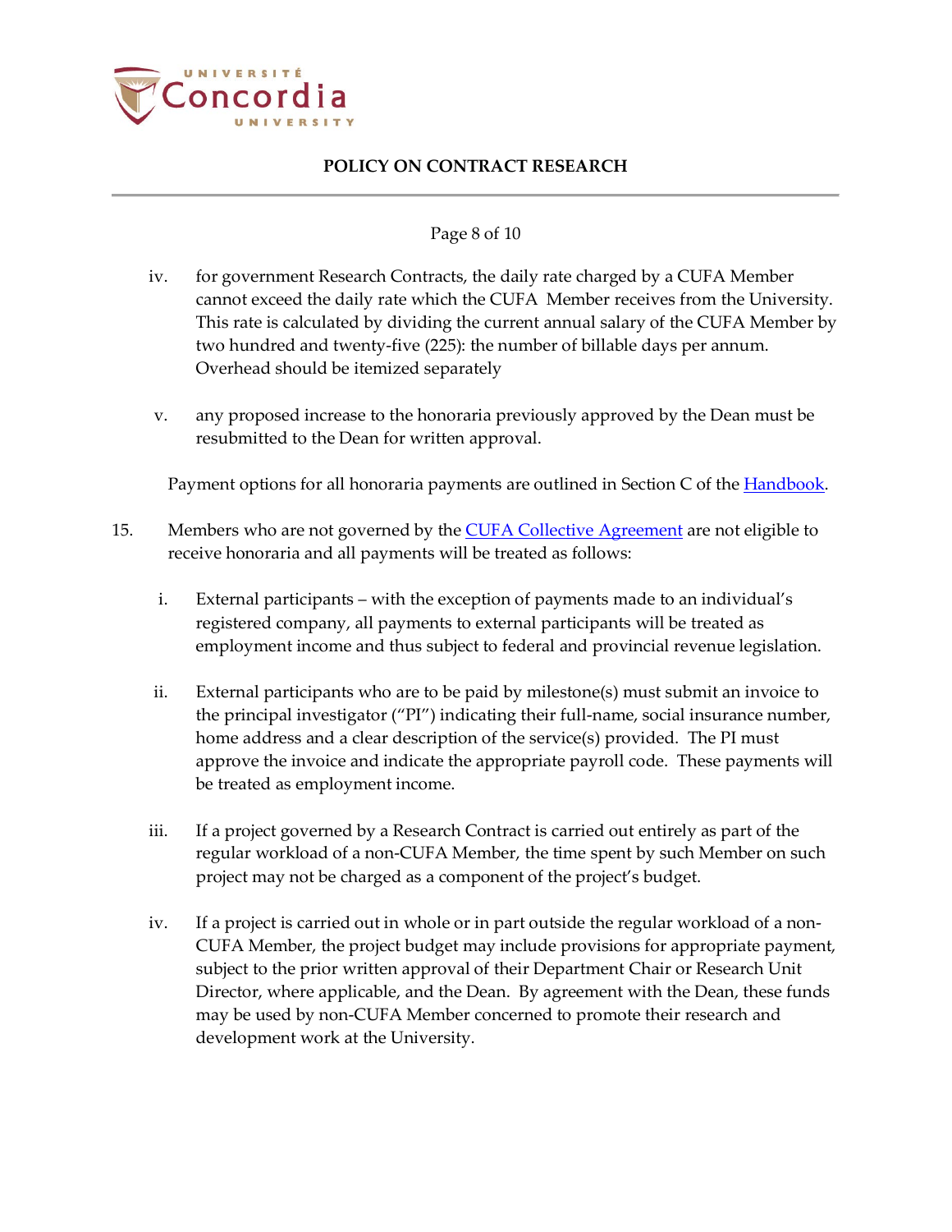iv. for government Research Contracts, the daily rate charged by a CUFA Member cannot exceed the daily rate which the CUFA Member receives from the University. This rate is calculated by dividing the current annual salary of the CUFA Member by two hundred and twenty-five (225): the number of billable days per annum. Overhead should be itemized separately

v. any proposed increase to the honoraria previously approved by the Dean must be resubmitted to the Dean for written approval.

Payment options for all honoraria payments are outlined in Section C of the Handbook.

15. Members who are not governed by the CUFA Collective Agreement are not eligible to receive honoraria and all payments will be treated as follows:

i. External participants – with the exception of payments made to an individual's registered company, all payments to external participants will be treated as employment income and thus subject to federal and provincial revenue legislation.

ii. External participants who are to be paid by milestone(s) must submit an invoice to the principal investigator ("PI") indicating their full-name, social insurance number, home address and a clear description of the service(s) provided. The PI must approve the invoice and indicate the appropriate payroll code. These payments will be treated as employment income.

iii. If a project governed by a Research Contract is carried out entirely as part of the regular workload of a non-CUFA Member, the time spent by such Member on such project may not be charged as a component of the project's budget.

iv. If a project is carried out in whole or in part outside the regular workload of a non-CUFA Member, the project budget may include provisions for appropriate payment, subject to the prior written approval of their Department Chair or Research Unit Director, where applicable, and the Dean. By agreement with the Dean, these funds may be used by non-CUFA Member concerned to promote their research and development work at the University.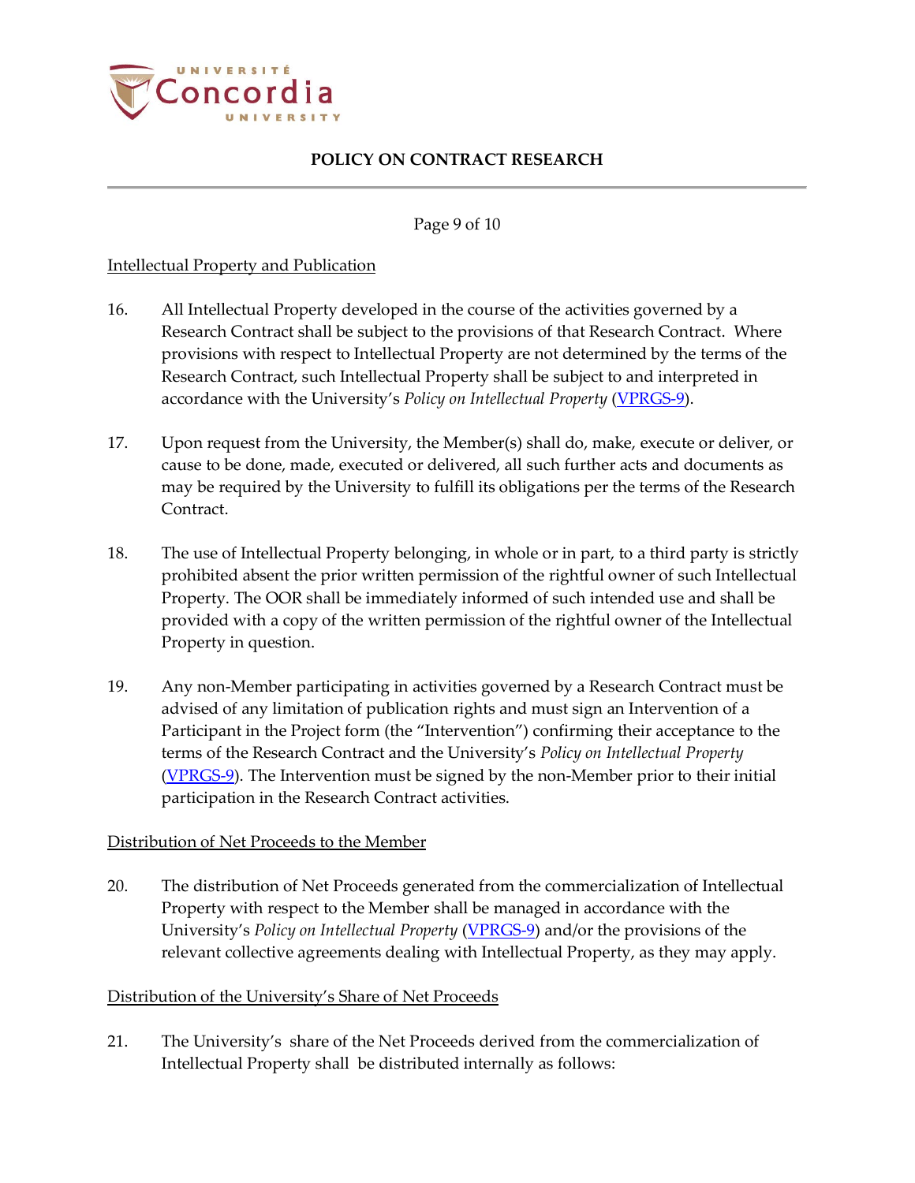Intellectual Property and Publication

16. All Intellectual Property developed in the course of the activities governed by a Research Contract shall be subject to the provisions of that Research Contract. Where provisions with respect to Intellectual Property are not determined by the terms of the Research Contract, such Intellectual Property shall be subject to and interpreted in accordance with the University's *Policy on Intellectual Property* (VPRGS-9).

17. Upon request from the University, the Member(s) shall do, make, execute or deliver, or cause to be done, made, executed or delivered, all such further acts and documents as may be required by the University to fulfill its obligations per the terms of the Research Contract.

18. The use of Intellectual Property belonging, in whole or in part, to a third party is strictly prohibited absent the prior written permission of the rightful owner of such Intellectual Property. The OOR shall be immediately informed of such intended use and shall be provided with a copy of the written permission of the rightful owner of the Intellectual Property in question.

19. Any non-Member participating in activities governed by a Research Contract must be advised of any limitation of publication rights and must sign an Intervention of a Participant in the Project form (the "Intervention") confirming their acceptance to the terms of the Research Contract and the University's *Policy on Intellectual Property* (VPRGS-9). The Intervention must be signed by the non-Member prior to their initial participation in the Research Contract activities.

Distribution of Net Proceeds to the Member

20. The distribution of Net Proceeds generated from the commercialization of Intellectual Property with respect to the Member shall be managed in accordance with the University's *Policy on Intellectual Property* (VPRGS-9) and/or the provisions of the relevant collective agreements dealing with Intellectual Property, as they may apply.

Distribution of the University's Share of Net Proceeds

21. The University's share of the Net Proceeds derived from the commercialization of Intellectual Property shall be distributed internally as follows: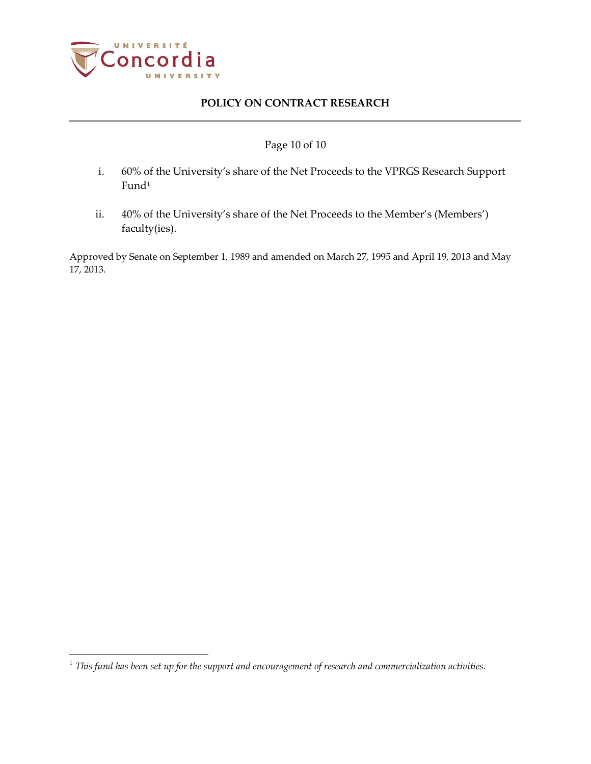i. 60% of the University's share of the Net Proceeds to the VPRGS Research Support Fund[1]

ii. 40% of the University's share of the Net Proceeds to the Member's (Members') faculty(ies).

Approved by Senate on September 1, 1989 and amended on March 27, 1995 and April 19, 2013 and May 17, 2013.

[1] *This fund has been set up for the support and encouragement of research and commercialization activities.*